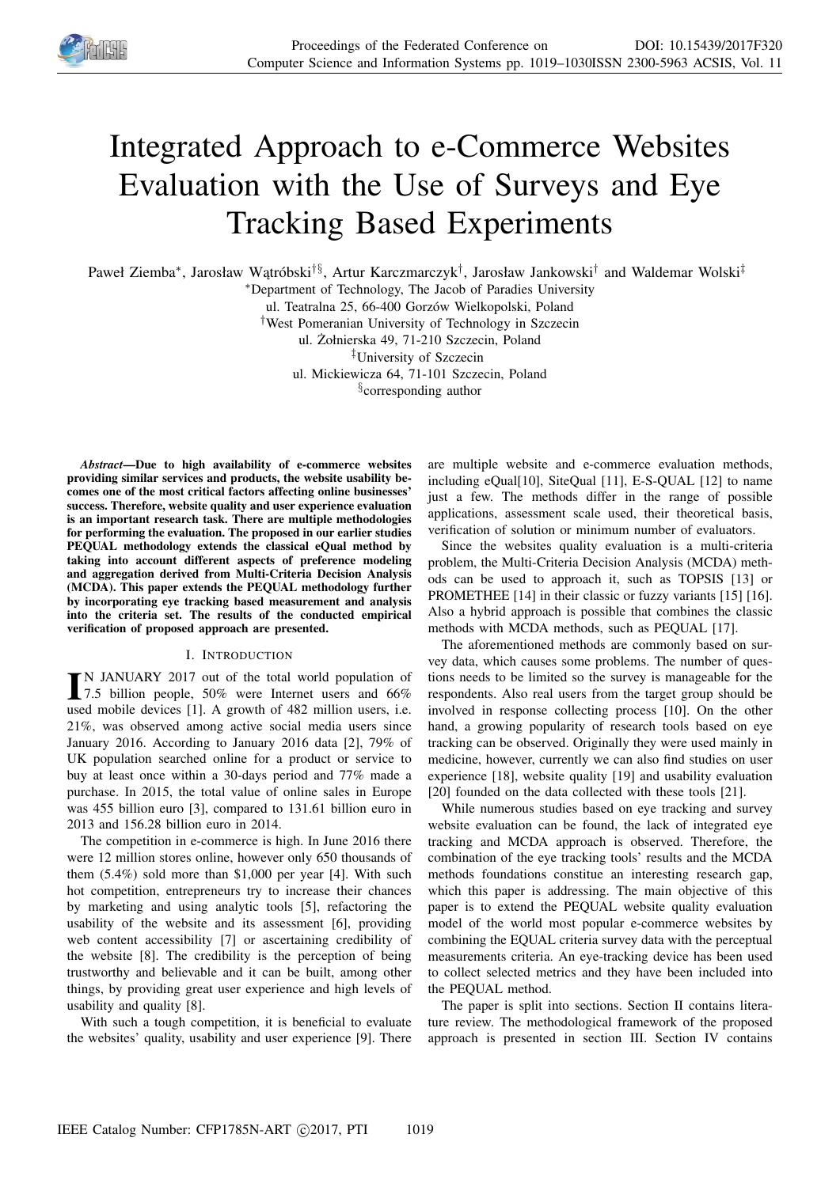# Integrated Approach to e-Commerce Websites Evaluation with the Use of Surveys and Eye Tracking Based Experiments

Paweł Ziemba*, Jarosław Wątróbski†§, Artur Karczmarczyk†, Jarosław Jankowski† and Waldemar Wolski‡

*Department of Technology, The Jacob of Paradies University
ul. Teatralna 25, 66-400 Gorzów Wielkopolski, Poland

†West Pomeranian University of Technology in Szczecin
ul. Żołnierska 49, 71-210 Szczecin, Poland

‡University of Szczecin
ul. Mickiewicza 64, 71-101 Szczecin, Poland

§corresponding author

***Abstract*—Due to high availability of e-commerce websites providing similar services and products, the website usability becomes one of the most critical factors affecting online businesses' success. Therefore, website quality and user experience evaluation is an important research task. There are multiple methodologies for performing the evaluation. The proposed in our earlier studies PEQUAL methodology extends the classical eQual method by taking into account different aspects of preference modeling and aggregation derived from Multi-Criteria Decision Analysis (MCDA). This paper extends the PEQUAL methodology further by incorporating eye tracking based measurement and analysis into the criteria set. The results of the conducted empirical verification of proposed approach are presented.**

## I. Introduction

IN JANUARY 2017 out of the total world population of 7.5 billion people, 50% were Internet users and 66% used mobile devices [1]. A growth of 482 million users, i.e. 21%, was observed among active social media users since January 2016. According to January 2016 data [2], 79% of UK population searched online for a product or service to buy at least once within a 30-days period and 77% made a purchase. In 2015, the total value of online sales in Europe was 455 billion euro [3], compared to 131.61 billion euro in 2013 and 156.28 billion euro in 2014.

The competition in e-commerce is high. In June 2016 there were 12 million stores online, however only 650 thousands of them (5.4%) sold more than $1,000 per year [4]. With such hot competition, entrepreneurs try to increase their chances by marketing and using analytic tools [5], refactoring the usability of the website and its assessment [6], providing web content accessibility [7] or ascertaining credibility of the website [8]. The credibility is the perception of being trustworthy and believable and it can be built, among other things, by providing great user experience and high levels of usability and quality [8].

With such a tough competition, it is beneficial to evaluate the websites' quality, usability and user experience [9]. There are multiple website and e-commerce evaluation methods, including eQual[10], SiteQual [11], E-S-QUAL [12] to name just a few. The methods differ in the range of possible applications, assessment scale used, their theoretical basis, verification of solution or minimum number of evaluators.

Since the websites quality evaluation is a multi-criteria problem, the Multi-Criteria Decision Analysis (MCDA) methods can be used to approach it, such as TOPSIS [13] or PROMETHEE [14] in their classic or fuzzy variants [15] [16]. Also a hybrid approach is possible that combines the classic methods with MCDA methods, such as PEQUAL [17].

The aforementioned methods are commonly based on survey data, which causes some problems. The number of questions needs to be limited so the survey is manageable for the respondents. Also real users from the target group should be involved in response collecting process [10]. On the other hand, a growing popularity of research tools based on eye tracking can be observed. Originally they were used mainly in medicine, however, currently we can also find studies on user experience [18], website quality [19] and usability evaluation [20] founded on the data collected with these tools [21].

While numerous studies based on eye tracking and survey website evaluation can be found, the lack of integrated eye tracking and MCDA approach is observed. Therefore, the combination of the eye tracking tools' results and the MCDA methods foundations constitue an interesting research gap, which this paper is addressing. The main objective of this paper is to extend the PEQUAL website quality evaluation model of the world most popular e-commerce websites by combining the EQUAL criteria survey data with the perceptual measurements criteria. An eye-tracking device has been used to collect selected metrics and they have been included into the PEQUAL method.

The paper is split into sections. Section II contains literature review. The methodological framework of the proposed approach is presented in section III. Section IV contains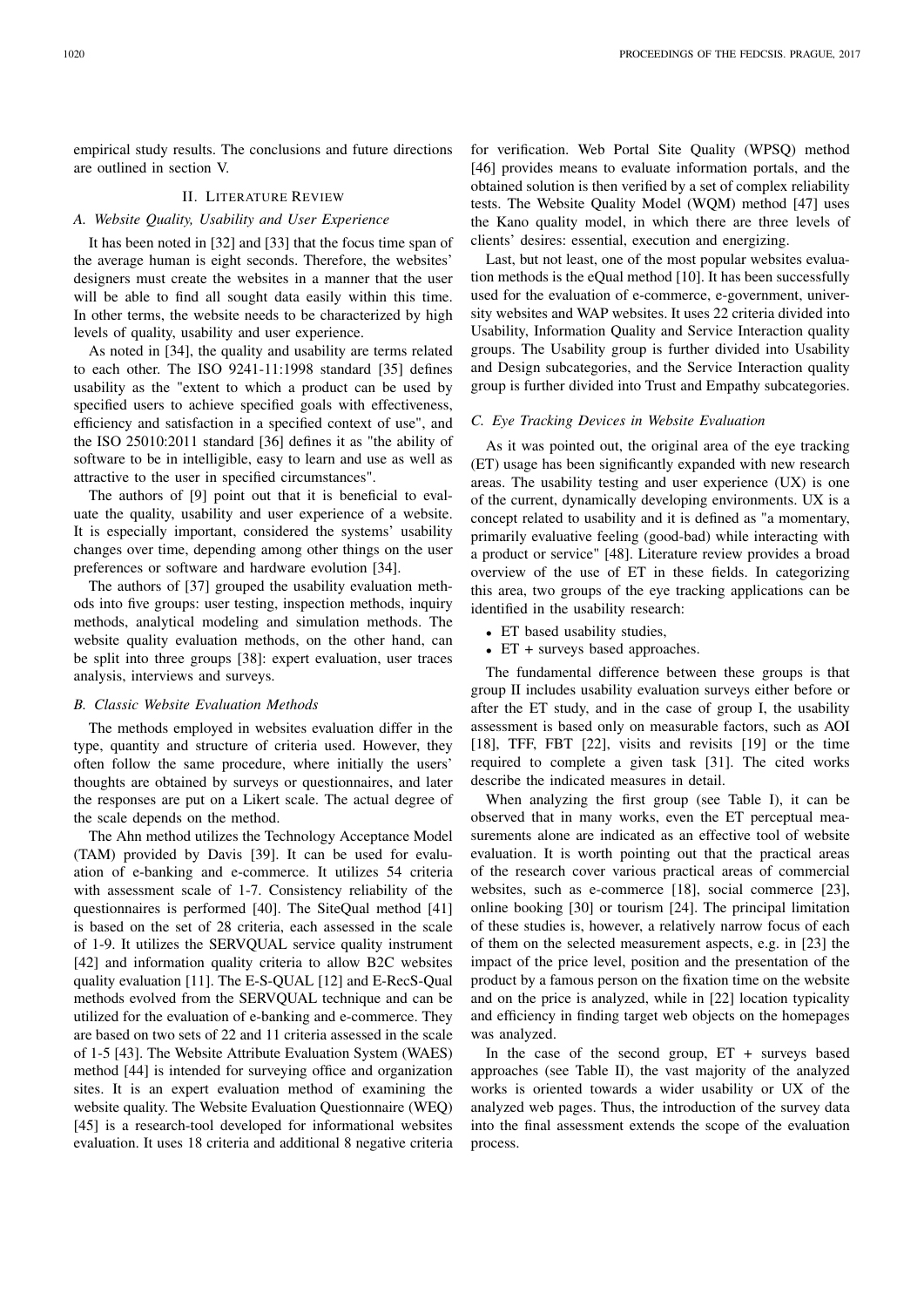empirical study results. The conclusions and future directions are outlined in section V.

## II. Literature Review

### A. Website Quality, Usability and User Experience

It has been noted in [32] and [33] that the focus time span of the average human is eight seconds. Therefore, the websites' designers must create the websites in a manner that the user will be able to find all sought data easily within this time. In other terms, the website needs to be characterized by high levels of quality, usability and user experience.

As noted in [34], the quality and usability are terms related to each other. The ISO 9241-11:1998 standard [35] defines usability as the "extent to which a product can be used by specified users to achieve specified goals with effectiveness, efficiency and satisfaction in a specified context of use", and the ISO 25010:2011 standard [36] defines it as "the ability of software to be in intelligible, easy to learn and use as well as attractive to the user in specified circumstances".

The authors of [9] point out that it is beneficial to evaluate the quality, usability and user experience of a website. It is especially important, considered the systems' usability changes over time, depending among other things on the user preferences or software and hardware evolution [34].

The authors of [37] grouped the usability evaluation methods into five groups: user testing, inspection methods, inquiry methods, analytical modeling and simulation methods. The website quality evaluation methods, on the other hand, can be split into three groups [38]: expert evaluation, user traces analysis, interviews and surveys.

### B. Classic Website Evaluation Methods

The methods employed in websites evaluation differ in the type, quantity and structure of criteria used. However, they often follow the same procedure, where initially the users' thoughts are obtained by surveys or questionnaires, and later the responses are put on a Likert scale. The actual degree of the scale depends on the method.

The Ahn method utilizes the Technology Acceptance Model (TAM) provided by Davis [39]. It can be used for evaluation of e-banking and e-commerce. It utilizes 54 criteria with assessment scale of 1-7. Consistency reliability of the questionnaires is performed [40]. The SiteQual method [41] is based on the set of 28 criteria, each assessed in the scale of 1-9. It utilizes the SERVQUAL service quality instrument [42] and information quality criteria to allow B2C websites quality evaluation [11]. The E-S-QUAL [12] and E-RecS-Qual methods evolved from the SERVQUAL technique and can be utilized for the evaluation of e-banking and e-commerce. They are based on two sets of 22 and 11 criteria assessed in the scale of 1-5 [43]. The Website Attribute Evaluation System (WAES) method [44] is intended for surveying office and organization sites. It is an expert evaluation method of examining the website quality. The Website Evaluation Questionnaire (WEQ) [45] is a research-tool developed for informational websites evaluation. It uses 18 criteria and additional 8 negative criteria for verification. Web Portal Site Quality (WPSQ) method [46] provides means to evaluate information portals, and the obtained solution is then verified by a set of complex reliability tests. The Website Quality Model (WQM) method [47] uses the Kano quality model, in which there are three levels of clients' desires: essential, execution and energizing.

Last, but not least, one of the most popular websites evaluation methods is the eQual method [10]. It has been successfully used for the evaluation of e-commerce, e-government, university websites and WAP websites. It uses 22 criteria divided into Usability, Information Quality and Service Interaction quality groups. The Usability group is further divided into Usability and Design subcategories, and the Service Interaction quality group is further divided into Trust and Empathy subcategories.

### C. Eye Tracking Devices in Website Evaluation

As it was pointed out, the original area of the eye tracking (ET) usage has been significantly expanded with new research areas. The usability testing and user experience (UX) is one of the current, dynamically developing environments. UX is a concept related to usability and it is defined as "a momentary, primarily evaluative feeling (good-bad) while interacting with a product or service" [48]. Literature review provides a broad overview of the use of ET in these fields. In categorizing this area, two groups of the eye tracking applications can be identified in the usability research:

- ET based usability studies,
- ET + surveys based approaches.

The fundamental difference between these groups is that group II includes usability evaluation surveys either before or after the ET study, and in the case of group I, the usability assessment is based only on measurable factors, such as AOI [18], TFF, FBT [22], visits and revisits [19] or the time required to complete a given task [31]. The cited works describe the indicated measures in detail.

When analyzing the first group (see Table I), it can be observed that in many works, even the ET perceptual measurements alone are indicated as an effective tool of website evaluation. It is worth pointing out that the practical areas of the research cover various practical areas of commercial websites, such as e-commerce [18], social commerce [23], online booking [30] or tourism [24]. The principal limitation of these studies is, however, a relatively narrow focus of each of them on the selected measurement aspects, e.g. in [23] the impact of the price level, position and the presentation of the product by a famous person on the fixation time on the website and on the price is analyzed, while in [22] location typicality and efficiency in finding target web objects on the homepages was analyzed.

In the case of the second group, ET + surveys based approaches (see Table II), the vast majority of the analyzed works is oriented towards a wider usability or UX of the analyzed web pages. Thus, the introduction of the survey data into the final assessment extends the scope of the evaluation process.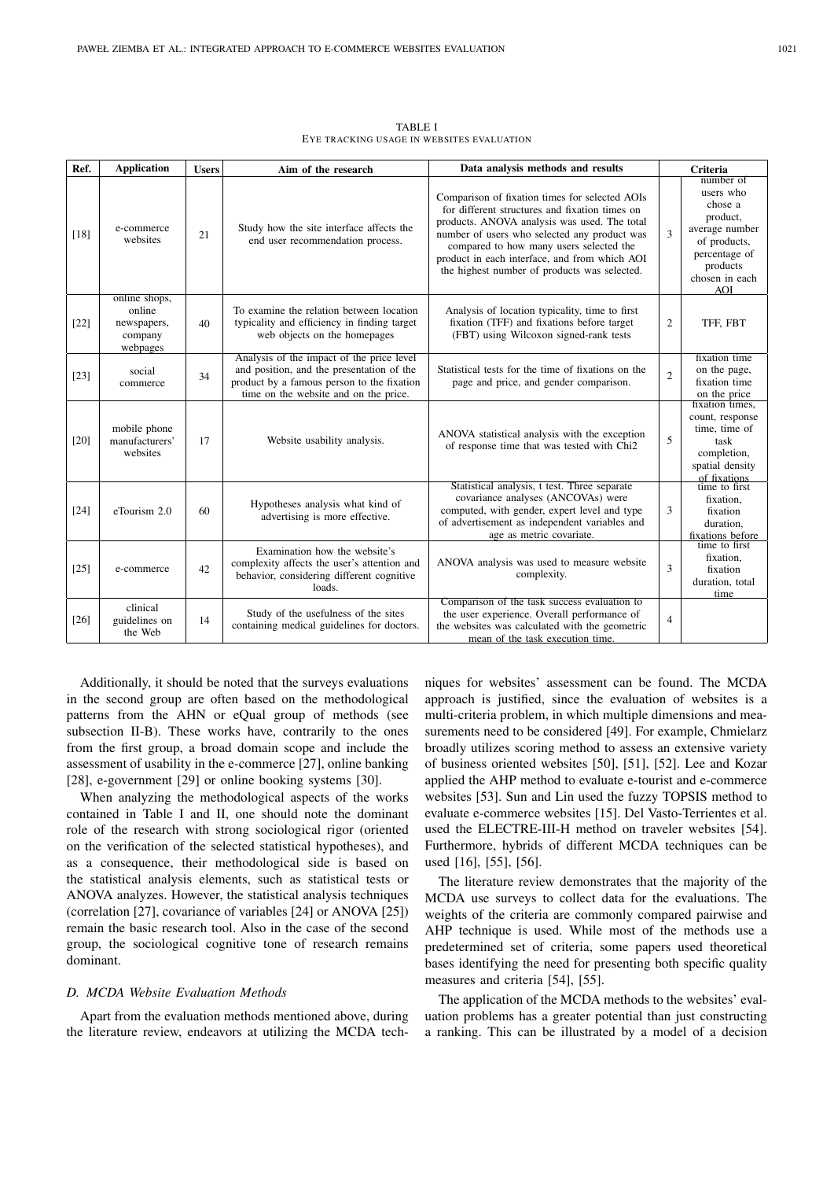TABLE I
EYE TRACKING USAGE IN WEBSITES EVALUATION

| Ref. | Application | Users | Aim of the research | Data analysis methods and results | Criteria | |
|---|---|---|---|---|---|---|
| [18] | e-commerce websites | 21 | Study how the site interface affects the end user recommendation process. | Comparison of fixation times for selected AOIs for different structures and fixation times on products. ANOVA analysis was used. The total number of users who selected any product was compared to how many users selected the product in each interface, and from which AOI the highest number of products was selected. | 3 | number of users who chose a product, average number of products, percentage of products chosen in each AOI |
| [22] | online shops, online newspapers, company webpages | 40 | To examine the relation between location typicality and efficiency in finding target web objects on the homepages | Analysis of location typicality, time to first fixation (TFF) and fixations before target (FBT) using Wilcoxon signed-rank tests | 2 | TFF, FBT |
| [23] | social commerce | 34 | Analysis of the impact of the price level and position, and the presentation of the product by a famous person to the fixation time on the website and on the price. | Statistical tests for the time of fixations on the page and price, and gender comparison. | 2 | fixation time on the page, fixation time on the price |
| [20] | mobile phone manufacturers' websites | 17 | Website usability analysis. | ANOVA statistical analysis with the exception of response time that was tested with Chi2 | 5 | fixation times, count, response time, time of task completion, spatial density of fixations |
| [24] | eTourism 2.0 | 60 | Hypotheses analysis what kind of advertising is more effective. | Statistical analysis, t test. Three separate covariance analyses (ANCOVAs) were computed, with gender, expert level and type of advertisement as independent variables and age as metric covariate. | 3 | time to first fixation, fixation duration, fixations before |
| [25] | e-commerce | 42 | Examination how the website's complexity affects the user's attention and behavior, considering different cognitive loads. | ANOVA analysis was used to measure website complexity. | 3 | time to first fixation, fixation duration, total time |
| [26] | clinical guidelines on the Web | 14 | Study of the usefulness of the sites containing medical guidelines for doctors. | Comparison of the task success evaluation to the user experience. Overall performance of the websites was calculated with the geometric mean of the task execution time. | 4 | |

Additionally, it should be noted that the surveys evaluations in the second group are often based on the methodological patterns from the AHN or eQual group of methods (see subsection II-B). These works have, contrarily to the ones from the first group, a broad domain scope and include the assessment of usability in the e-commerce [27], online banking [28], e-government [29] or online booking systems [30].

When analyzing the methodological aspects of the works contained in Table I and II, one should note the dominant role of the research with strong sociological rigor (oriented on the verification of the selected statistical hypotheses), and as a consequence, their methodological side is based on the statistical analysis elements, such as statistical tests or ANOVA analyzes. However, the statistical analysis techniques (correlation [27], covariance of variables [24] or ANOVA [25]) remain the basic research tool. Also in the case of the second group, the sociological cognitive tone of research remains dominant.

### D. MCDA Website Evaluation Methods

Apart from the evaluation methods mentioned above, during the literature review, endeavors at utilizing the MCDA techniques for websites' assessment can be found. The MCDA approach is justified, since the evaluation of websites is a multi-criteria problem, in which multiple dimensions and measurements need to be considered [49]. For example, Chmielarz broadly utilizes scoring method to assess an extensive variety of business oriented websites [50], [51], [52]. Lee and Kozar applied the AHP method to evaluate e-tourist and e-commerce websites [53]. Sun and Lin used the fuzzy TOPSIS method to evaluate e-commerce websites [15]. Del Vasto-Terrientes et al. used the ELECTRE-III-H method on traveler websites [54]. Furthermore, hybrids of different MCDA techniques can be used [16], [55], [56].

The literature review demonstrates that the majority of the MCDA use surveys to collect data for the evaluations. The weights of the criteria are commonly compared pairwise and AHP technique is used. While most of the methods use a predetermined set of criteria, some papers used theoretical bases identifying the need for presenting both specific quality measures and criteria [54], [55].

The application of the MCDA methods to the websites' evaluation problems has a greater potential than just constructing a ranking. This can be illustrated by a model of a decision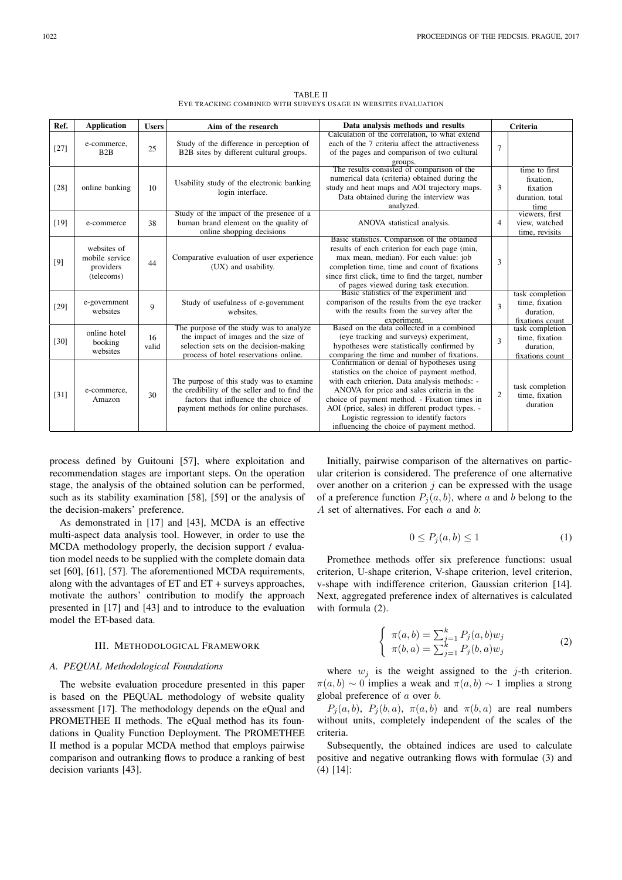TABLE II
EYE TRACKING COMBINED WITH SURVEYS USAGE IN WEBSITES EVALUATION

| Ref. | Application | Users | Aim of the research | Data analysis methods and results | Criteria | |
|---|---|---|---|---|---|---|
| [27] | e-commerce, B2B | 25 | Study of the difference in perception of B2B sites by different cultural groups. | Calculation of the correlation, to what extend each of the 7 criteria affect the attractiveness of the pages and comparison of two cultural groups. | 7 | |
| [28] | online banking | 10 | Usability study of the electronic banking login interface. | The results consisted of comparison of the numerical data (criteria) obtained during the study and heat maps and AOI trajectory maps. Data obtained during the interview was analyzed. | 3 | time to first fixation, fixation duration, total time |
| [19] | e-commerce | 38 | Study of the impact of the presence of a human brand element on the quality of online shopping decisions | ANOVA statistical analysis. | 4 | viewers, first view, watched time, revisits |
| [9] | websites of mobile service providers (telecoms) | 44 | Comparative evaluation of user experience (UX) and usability. | Basic statistics. Comparison of the obtained results of each criterion for each page (min, max mean, median). For each value: job completion time, time and count of fixations since first click, time to find the target, number of pages viewed during task execution. | 3 | |
| [29] | e-government websites | 9 | Study of usefulness of e-government websites. | Basic statistics of the experiment and comparison of the results from the eye tracker with the results from the survey after the experiment. | 3 | task completion time, fixation duration, fixations count |
| [30] | online hotel booking websites | 16 valid | The purpose of the study was to analyze the impact of images and the size of selection sets on the decision-making process of hotel reservations online. | Based on the data collected in a combined (eye tracking and surveys) experiment, hypotheses were statistically confirmed by comparing the time and number of fixations. | 3 | task completion time, fixation duration, fixations count |
| [31] | e-commerce, Amazon | 30 | The purpose of this study was to examine the credibility of the seller and to find the factors that influence the choice of payment methods for online purchases. | Confirmation or denial of hypotheses using statistics on the choice of payment method, with each criterion. Data analysis methods: - ANOVA for price and sales criteria in the choice of payment method. - Fixation times in AOI (price, sales) in different product types. - Logistic regression to identify factors influencing the choice of payment method. | 2 | task completion time, fixation duration |

process defined by Guitouni [57], where exploitation and recommendation stages are important steps. On the operation stage, the analysis of the obtained solution can be performed, such as its stability examination [58], [59] or the analysis of the decision-makers' preference.

As demonstrated in [17] and [43], MCDA is an effective multi-aspect data analysis tool. However, in order to use the MCDA methodology properly, the decision support / evaluation model needs to be supplied with the complete domain data set [60], [61], [57]. The aforementioned MCDA requirements, along with the advantages of ET and ET + surveys approaches, motivate the authors' contribution to modify the approach presented in [17] and [43] and to introduce to the evaluation model the ET-based data.

## III. Methodological Framework

### A. PEQUAL Methodological Foundations

The website evaluation procedure presented in this paper is based on the PEQUAL methodology of website quality assessment [17]. The methodology depends on the eQual and PROMETHEE II methods. The eQual method has its foundations in Quality Function Deployment. The PROMETHEE II method is a popular MCDA method that employs pairwise comparison and outranking flows to produce a ranking of best decision variants [43].

Initially, pairwise comparison of the alternatives on particular criterion is considered. The preference of one alternative over another on a criterion $j$ can be expressed with the usage of a preference function $P_j(a,b)$, where $a$ and $b$ belong to the $A$ set of alternatives. For each $a$ and $b$:

$$0 \leq P_j(a,b) \leq 1 \tag{1}$$

Promethee methods offer six preference functions: usual criterion, U-shape criterion, V-shape criterion, level criterion, v-shape with indifference criterion, Gaussian criterion [14]. Next, aggregated preference index of alternatives is calculated with formula (2).

$$\begin{cases} \pi(a,b) = \sum_{j=1}^{k} P_j(a,b) w_j \\ \pi(b,a) = \sum_{j=1}^{k} P_j(b,a) w_j \end{cases} \tag{2}$$

where $w_j$ is the weight assigned to the $j$-th criterion. $\pi(a,b) \sim 0$ implies a weak and $\pi(a,b) \sim 1$ implies a strong global preference of $a$ over $b$.

$P_j(a,b)$, $P_j(b,a)$, $\pi(a,b)$ and $\pi(b,a)$ are real numbers without units, completely independent of the scales of the criteria.

Subsequently, the obtained indices are used to calculate positive and negative outranking flows with formulae (3) and (4) [14]: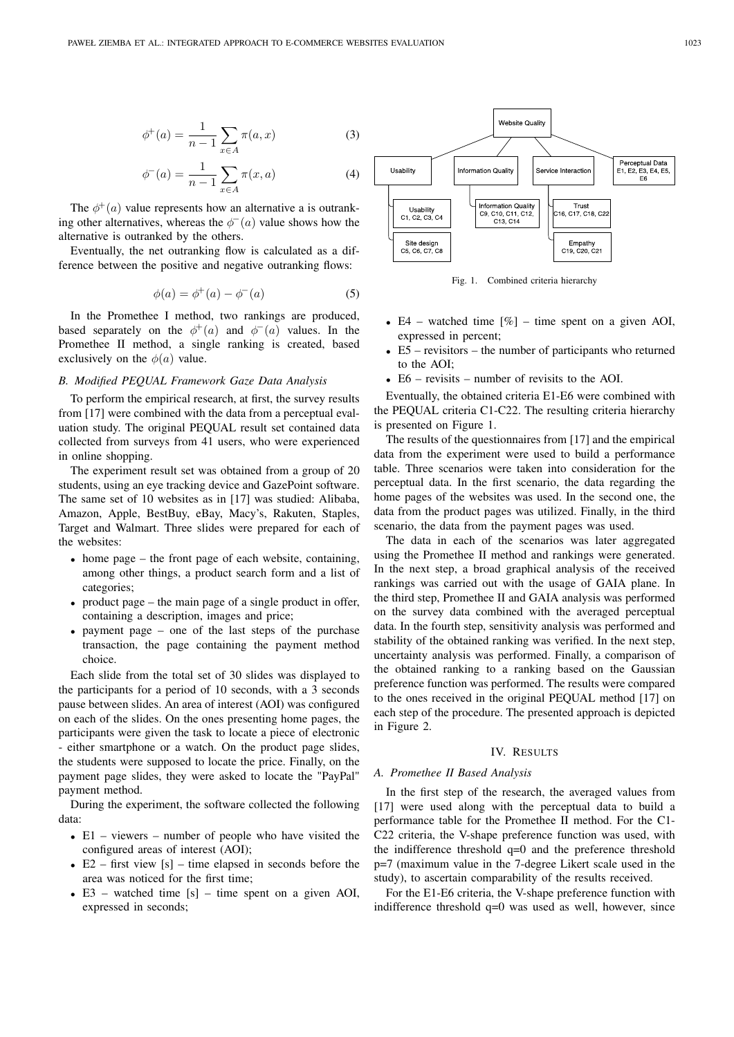$$\phi^{+}(a) = \frac{1}{n-1} \sum_{x \in A} \pi(a, x) \tag{3}$$

$$\phi^{-}(a) = \frac{1}{n-1} \sum_{x \in A} \pi(x, a) \tag{4}$$

The $\phi^{+}(a)$ value represents how an alternative a is outranking other alternatives, whereas the $\phi^{-}(a)$ value shows how the alternative is outranked by the others.

Eventually, the net outranking flow is calculated as a difference between the positive and negative outranking flows:

$$\phi(a) = \phi^{+}(a) - \phi^{-}(a) \tag{5}$$

In the Promethee I method, two rankings are produced, based separately on the $\phi^{+}(a)$ and $\phi^{-}(a)$ values. In the Promethee II method, a single ranking is created, based exclusively on the $\phi(a)$ value.

### *B. Modified PEQUAL Framework Gaze Data Analysis*

To perform the empirical research, at first, the survey results from [17] were combined with the data from a perceptual evaluation study. The original PEQUAL result set contained data collected from surveys from 41 users, who were experienced in online shopping.

The experiment result set was obtained from a group of 20 students, using an eye tracking device and GazePoint software. The same set of 10 websites as in [17] was studied: Alibaba, Amazon, Apple, BestBuy, eBay, Macy's, Rakuten, Staples, Target and Walmart. Three slides were prepared for each of the websites:

- home page – the front page of each website, containing, among other things, a product search form and a list of categories;
- product page – the main page of a single product in offer, containing a description, images and price;
- payment page – one of the last steps of the purchase transaction, the page containing the payment method choice.

Each slide from the total set of 30 slides was displayed to the participants for a period of 10 seconds, with a 3 seconds pause between slides. An area of interest (AOI) was configured on each of the slides. On the ones presenting home pages, the participants were given the task to locate a piece of electronic - either smartphone or a watch. On the product page slides, the students were supposed to locate the price. Finally, on the payment page slides, they were asked to locate the "PayPal" payment method.

During the experiment, the software collected the following data:

- E1 – viewers – number of people who have visited the configured areas of interest (AOI);
- E2 – first view [s] – time elapsed in seconds before the area was noticed for the first time;
- E3 – watched time [s] – time spent on a given AOI, expressed in seconds;
- E4 – watched time [%] – time spent on a given AOI, expressed in percent;
- E5 – revisitors – the number of participants who returned to the AOI;
- E6 – revisits – number of revisits to the AOI.

Eventually, the obtained criteria E1-E6 were combined with the PEQUAL criteria C1-C22. The resulting criteria hierarchy is presented on Figure 1.

Website Quality
- Usability
  - Usability C1, C2, C3, C4
  - Site design C5, C6, C7, C8
- Information Quality
  - Information Quality C9, C10, C11, C12, C13, C14
- Service Interaction
  - Trust C16, C17, C18, C22
  - Empathy C19, C20, C21
- Perceptual Data E1, E2, E3, E4, E5, E6

Fig. 1. Combined criteria hierarchy

The results of the questionnaires from [17] and the empirical data from the experiment were used to build a performance table. Three scenarios were taken into consideration for the perceptual data. In the first scenario, the data regarding the home pages of the websites was used. In the second one, the data from the product pages was utilized. Finally, in the third scenario, the data from the payment pages was used.

The data in each of the scenarios was later aggregated using the Promethee II method and rankings were generated. In the next step, a broad graphical analysis of the received rankings was carried out with the usage of GAIA plane. In the third step, Promethee II and GAIA analysis was performed on the survey data combined with the averaged perceptual data. In the fourth step, sensitivity analysis was performed and stability of the obtained ranking was verified. In the next step, uncertainty analysis was performed. Finally, a comparison of the obtained ranking to a ranking based on the Gaussian preference function was performed. The results were compared to the ones received in the original PEQUAL method [17] on each step of the procedure. The presented approach is depicted in Figure 2.

## IV. Results

### *A. Promethee II Based Analysis*

In the first step of the research, the averaged values from [17] were used along with the perceptual data to build a performance table for the Promethee II method. For the C1-C22 criteria, the V-shape preference function was used, with the indifference threshold q=0 and the preference threshold p=7 (maximum value in the 7-degree Likert scale used in the study), to ascertain comparability of the results received.

For the E1-E6 criteria, the V-shape preference function with indifference threshold q=0 was used as well, however, since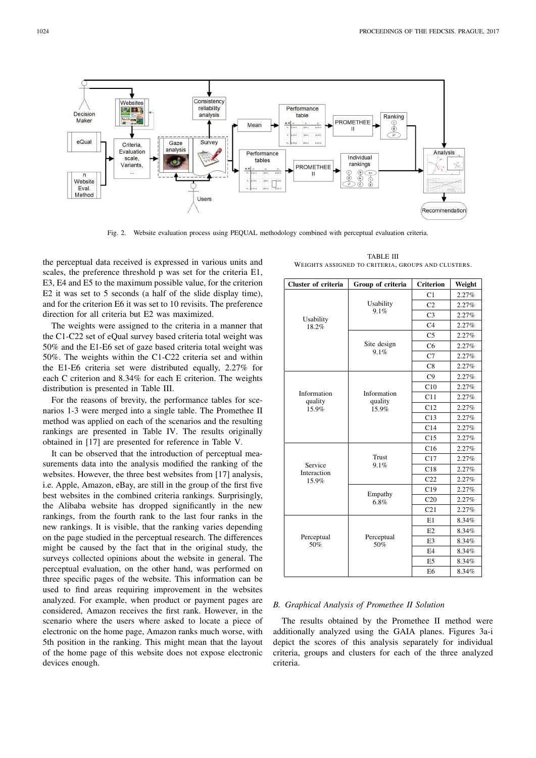Fig. 2. Website evaluation process using PEQUAL methodology combined with perceptual evaluation criteria.

the perceptual data received is expressed in various units and scales, the preference threshold p was set for the criteria E1, E3, E4 and E5 to the maximum possible value, for the criterion E2 it was set to 5 seconds (a half of the slide display time), and for the criterion E6 it was set to 10 revisits. The preference direction for all criteria but E2 was maximized.

The weights were assigned to the criteria in a manner that the C1-C22 set of eQual survey based criteria total weight was 50% and the E1-E6 set of gaze based criteria total weight was 50%. The weights within the C1-C22 criteria set and within the E1-E6 criteria set were distributed equally, 2.27% for each C criterion and 8.34% for each E criterion. The weights distribution is presented in Table III.

For the reasons of brevity, the performance tables for scenarios 1-3 were merged into a single table. The Promethee II method was applied on each of the scenarios and the resulting rankings are presented in Table IV. The results originally obtained in [17] are presented for reference in Table V.

It can be observed that the introduction of perceptual measurements data into the analysis modified the ranking of the websites. However, the three best websites from [17] analysis, i.e. Apple, Amazon, eBay, are still in the group of the first five best websites in the combined criteria rankings. Surprisingly, the Alibaba website has dropped significantly in the new rankings, from the fourth rank to the last four ranks in the new rankings. It is visible, that the ranking varies depending on the page studied in the perceptual research. The differences might be caused by the fact that in the original study, the surveys collected opinions about the website in general. The perceptual evaluation, on the other hand, was performed on three specific pages of the website. This information can be used to find areas requiring improvement in the websites analyzed. For example, when product or payment pages are considered, Amazon receives the first rank. However, in the scenario where the users where asked to locate a piece of electronic on the home page, Amazon ranks much worse, with 5th position in the ranking. This might mean that the layout of the home page of this website does not expose electronic devices enough.

TABLE III
WEIGHTS ASSIGNED TO CRITERIA, GROUPS AND CLUSTERS.

| Cluster of criteria | Group of criteria | Criterion | Weight |
|---|---|---|---|
| Usability 18.2% | Usability 9.1% | C1 | 2.27% |
| | | C2 | 2.27% |
| | | C3 | 2.27% |
| | | C4 | 2.27% |
| | Site design 9.1% | C5 | 2.27% |
| | | C6 | 2.27% |
| | | C7 | 2.27% |
| | | C8 | 2.27% |
| Information quality 15.9% | Information quality 15.9% | C9 | 2.27% |
| | | C10 | 2.27% |
| | | C11 | 2.27% |
| | | C12 | 2.27% |
| | | C13 | 2.27% |
| | | C14 | 2.27% |
| | | C15 | 2.27% |
| Service Interaction 15.9% | Trust 9.1% | C16 | 2.27% |
| | | C17 | 2.27% |
| | | C18 | 2.27% |
| | | C22 | 2.27% |
| | Empathy 6.8% | C19 | 2.27% |
| | | C20 | 2.27% |
| | | C21 | 2.27% |
| Perceptual 50% | Perceptual 50% | E1 | 8.34% |
| | | E2 | 8.34% |
| | | E3 | 8.34% |
| | | E4 | 8.34% |
| | | E5 | 8.34% |
| | | E6 | 8.34% |

### B. Graphical Analysis of Promethee II Solution

The results obtained by the Promethee II method were additionally analyzed using the GAIA planes. Figures 3a-i depict the scores of this analysis separately for individual criteria, groups and clusters for each of the three analyzed criteria.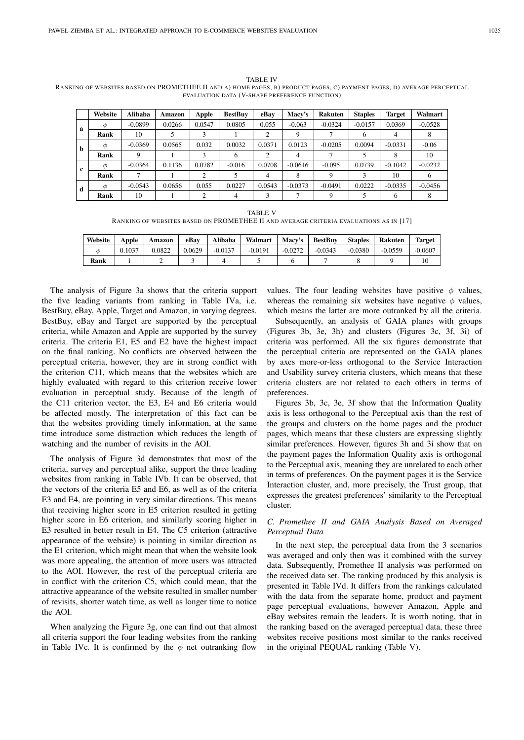TABLE IV
RANKING OF WEBSITES BASED ON PROMETHEE II AND A) HOME PAGES, B) PRODUCT PAGES, C) PAYMENT PAGES, D) AVERAGE PERCEPTUAL EVALUATION DATA (V-SHAPE PREFERENCE FUNCTION)

| | Website | Alibaba | Amazon | Apple | BestBuy | eBay | Macy's | Rakuten | Staples | Target | Walmart |
|---|---|---|---|---|---|---|---|---|---|---|---|
| **a** | $\phi$ | -0.0899 | 0.0266 | 0.0547 | 0.0805 | 0.055 | -0.063 | -0.0324 | -0.0157 | 0.0369 | -0.0528 |
| | **Rank** | 10 | 5 | 3 | 1 | 2 | 9 | 7 | 6 | 4 | 8 |
| **b** | $\phi$ | -0.0369 | 0.0565 | 0.032 | 0.0032 | 0.0371 | 0.0123 | -0.0205 | 0.0094 | -0.0331 | -0.06 |
| | **Rank** | 9 | 1 | 3 | 6 | 2 | 4 | 7 | 5 | 8 | 10 |
| **c** | $\phi$ | -0.0364 | 0.1136 | 0.0782 | -0.016 | 0.0708 | -0.0616 | -0.095 | 0.0739 | -0.1042 | -0.0232 |
| | **Rank** | 7 | 1 | 2 | 5 | 4 | 8 | 9 | 3 | 10 | 6 |
| **d** | $\phi$ | -0.0543 | 0.0656 | 0.055 | 0.0227 | 0.0543 | -0.0373 | -0.0491 | 0.0222 | -0.0335 | -0.0456 |
| | **Rank** | 10 | 1 | 2 | 4 | 3 | 7 | 9 | 5 | 6 | 8 |

TABLE V
RANKING OF WEBSITES BASED ON PROMETHEE II AND AVERAGE CRITERIA EVALUATIONS AS IN [17]

| Website | Apple | Amazon | eBay | Alibaba | Walmart | Macy's | BestBuy | Staples | Rakuten | Target |
|---|---|---|---|---|---|---|---|---|---|---|
| $\phi$ | 0.1037 | 0.0822 | 0.0629 | -0.0137 | -0.0191 | -0.0272 | -0.0343 | -0.0380 | -0.0559 | -0.0607 |
| **Rank** | 1 | 2 | 3 | 4 | 5 | 6 | 7 | 8 | 9 | 10 |

The analysis of Figure 3a shows that the criteria support the five leading variants from ranking in Table IVa, i.e. BestBuy, eBay, Apple, Target and Amazon, in varying degrees. BestBuy, eBay and Target are supported by the perceptual criteria, while Amazon and Apple are supported by the survey criteria. The criteria E1, E5 and E2 have the highest impact on the final ranking. No conflicts are observed between the perceptual criteria, however, they are in strong conflict with the criterion C11, which means that the websites which are highly evaluated with regard to this criterion receive lower evaluation in perceptual study. Because of the length of the C11 criterion vector, the E3, E4 and E6 criteria would be affected mostly. The interpretation of this fact can be that the websites providing timely information, at the same time introduce some distraction which reduces the length of watching and the number of revisits in the AOI.

The analysis of Figure 3d demonstrates that most of the criteria, survey and perceptual alike, support the three leading websites from ranking in Table IVb. It can be observed, that the vectors of the criteria E5 and E6, as well as of the criteria E3 and E4, are pointing in very similar directions. This means that receiving higher score in E5 criterion resulted in getting higher score in E6 criterion, and similarly scoring higher in E3 resulted in better result in E4. The C5 criterion (attractive appearance of the website) is pointing in similar direction as the E1 criterion, which might mean that when the website look was more appealing, the attention of more users was attracted to the AOI. However, the rest of the perceptual criteria are in conflict with the criterion C5, which could mean, that the attractive appearance of the website resulted in smaller number of revisits, shorter watch time, as well as longer time to notice the AOI.

When analyzing the Figure 3g, one can find out that almost all criteria support the four leading websites from the ranking in Table IVc. It is confirmed by the $\phi$ net outranking flow values. The four leading websites have positive $\phi$ values, whereas the remaining six websites have negative $\phi$ values, which means the latter are more outranked by all the criteria.

Subsequently, an analysis of GAIA planes with groups (Figures 3b, 3e, 3h) and clusters (Figures 3c, 3f, 3i) of criteria was performed. All the six figures demonstrate that the perceptual criteria are represented on the GAIA planes by axes more-or-less orthogonal to the Service Interaction and Usability survey criteria clusters, which means that these criteria clusters are not related to each others in terms of preferences.

Figures 3b, 3c, 3e, 3f show that the Information Quality axis is less orthogonal to the Perceptual axis than the rest of the groups and clusters on the home pages and the product pages, which means that these clusters are expressing slightly similar preferences. However, figures 3h and 3i show that on the payment pages the Information Quality axis is orthogonal to the Perceptual axis, meaning they are unrelated to each other in terms of preferences. On the payment pages it is the Service Interaction cluster, and, more precisely, the Trust group, that expresses the greatest preferences' similarity to the Perceptual cluster.

### C. Promethee II and GAIA Analysis Based on Averaged Perceptual Data

In the next step, the perceptual data from the 3 scenarios was averaged and only then was it combined with the survey data. Subsequently, Promethee II analysis was performed on the received data set. The ranking produced by this analysis is presented in Table IVd. It differs from the rankings calculated with the data from the separate home, product and payment page perceptual evaluations, however Amazon, Apple and eBay websites remain the leaders. It is worth noting, that in the ranking based on the averaged perceptual data, these three websites receive positions most similar to the ranks received in the original PEQUAL ranking (Table V).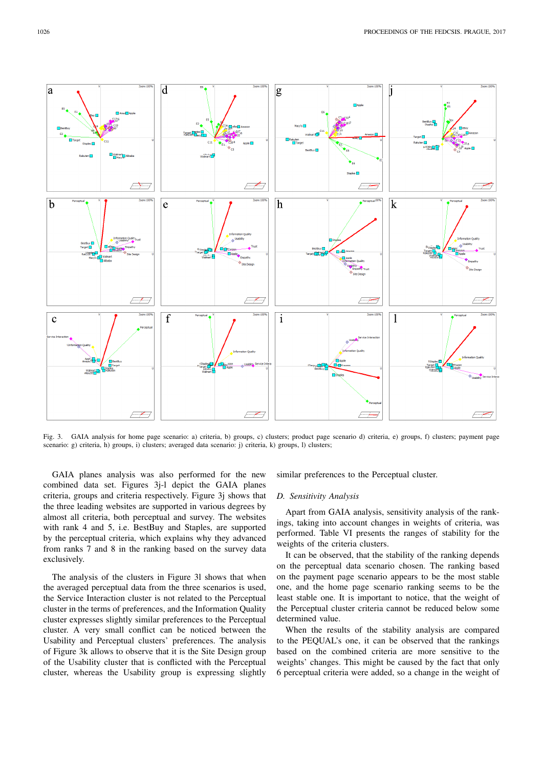Fig. 3. GAIA analysis for home page scenario: a) criteria, b) groups, c) clusters; product page scenario d) criteria, e) groups, f) clusters; payment page scenario: g) criteria, h) groups, i) clusters; averaged data scenario: j) criteria, k) groups, l) clusters;

GAIA planes analysis was also performed for the new combined data set. Figures 3j-l depict the GAIA planes criteria, groups and criteria respectively. Figure 3j shows that the three leading websites are supported in various degrees by almost all criteria, both perceptual and survey. The websites with rank 4 and 5, i.e. BestBuy and Staples, are supported by the perceptual criteria, which explains why they advanced from ranks 7 and 8 in the ranking based on the survey data exclusively.

The analysis of the clusters in Figure 3l shows that when the averaged perceptual data from the three scenarios is used, the Service Interaction cluster is not related to the Perceptual cluster in the terms of preferences, and the Information Quality cluster expresses slightly similar preferences to the Perceptual cluster. A very small conflict can be noticed between the Usability and Perceptual clusters' preferences. The analysis of Figure 3k allows to observe that it is the Site Design group of the Usability cluster that is conflicted with the Perceptual cluster, whereas the Usability group is expressing slightly similar preferences to the Perceptual cluster.

### *D. Sensitivity Analysis*

Apart from GAIA analysis, sensitivity analysis of the rankings, taking into account changes in weights of criteria, was performed. Table VI presents the ranges of stability for the weights of the criteria clusters.

It can be observed, that the stability of the ranking depends on the perceptual data scenario chosen. The ranking based on the payment page scenario appears to be the most stable one, and the home page scenario ranking seems to be the least stable one. It is important to notice, that the weight of the Perceptual cluster criteria cannot be reduced below some determined value.

When the results of the stability analysis are compared to the PEQUAL's one, it can be observed that the rankings based on the combined criteria are more sensitive to the weights' changes. This might be caused by the fact that only 6 perceptual criteria were added, so a change in the weight of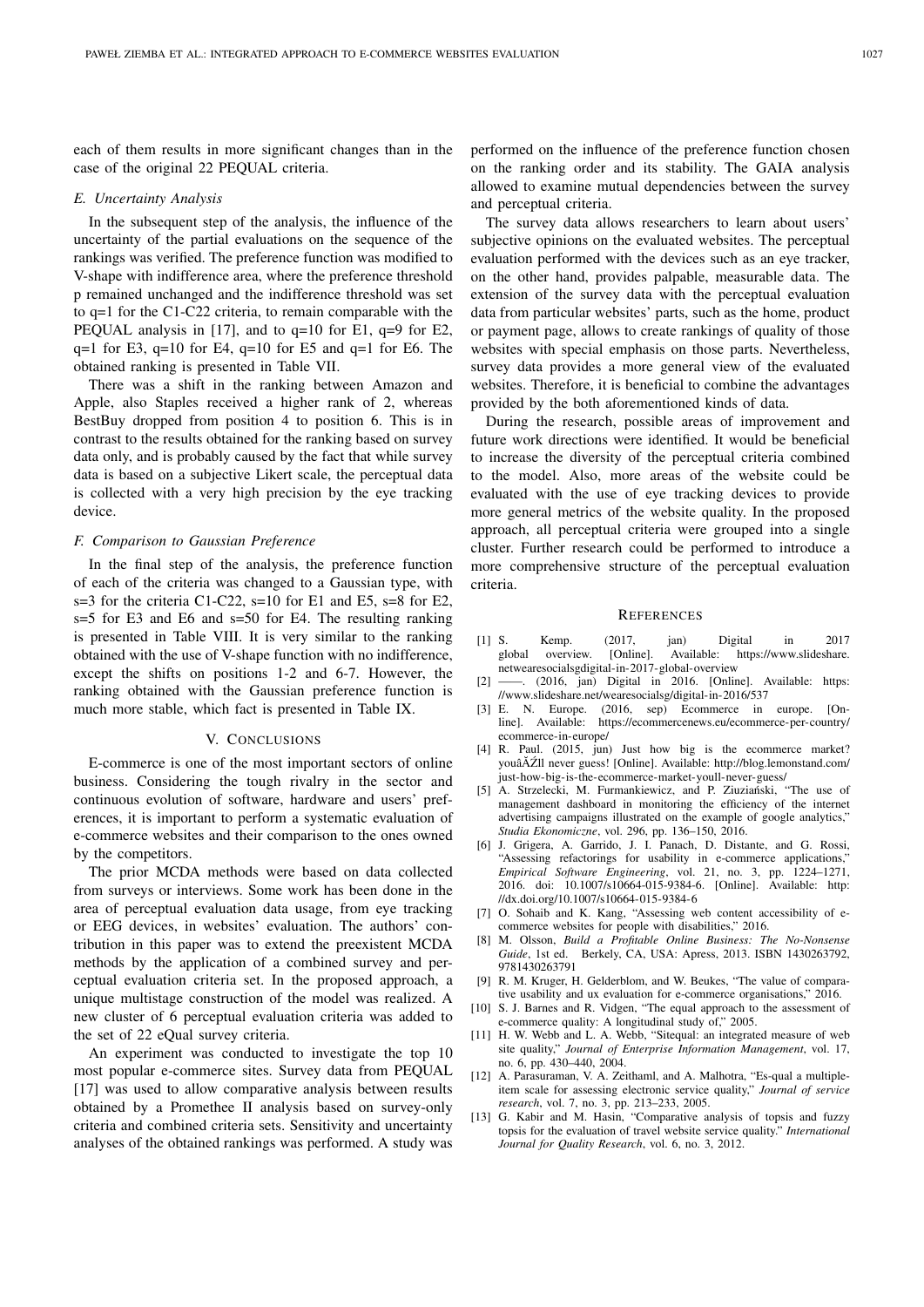each of them results in more significant changes than in the case of the original 22 PEQUAL criteria.

### E. Uncertainty Analysis

In the subsequent step of the analysis, the influence of the uncertainty of the partial evaluations on the sequence of the rankings was verified. The preference function was modified to V-shape with indifference area, where the preference threshold p remained unchanged and the indifference threshold was set to q=1 for the C1-C22 criteria, to remain comparable with the PEQUAL analysis in [17], and to q=10 for E1, q=9 for E2, q=1 for E3, q=10 for E4, q=10 for E5 and q=1 for E6. The obtained ranking is presented in Table VII.

There was a shift in the ranking between Amazon and Apple, also Staples received a higher rank of 2, whereas BestBuy dropped from position 4 to position 6. This is in contrast to the results obtained for the ranking based on survey data only, and is probably caused by the fact that while survey data is based on a subjective Likert scale, the perceptual data is collected with a very high precision by the eye tracking device.

### F. Comparison to Gaussian Preference

In the final step of the analysis, the preference function of each of the criteria was changed to a Gaussian type, with s=3 for the criteria C1-C22, s=10 for E1 and E5, s=8 for E2, s=5 for E3 and E6 and s=50 for E4. The resulting ranking is presented in Table VIII. It is very similar to the ranking obtained with the use of V-shape function with no indifference, except the shifts on positions 1-2 and 6-7. However, the ranking obtained with the Gaussian preference function is much more stable, which fact is presented in Table IX.

## V. Conclusions

E-commerce is one of the most important sectors of online business. Considering the tough rivalry in the sector and continuous evolution of software, hardware and users' preferences, it is important to perform a systematic evaluation of e-commerce websites and their comparison to the ones owned by the competitors.

The prior MCDA methods were based on data collected from surveys or interviews. Some work has been done in the area of perceptual evaluation data usage, from eye tracking or EEG devices, in websites' evaluation. The authors' contribution in this paper was to extend the preexistent MCDA methods by the application of a combined survey and perceptual evaluation criteria set. In the proposed approach, a unique multistage construction of the model was realized. A new cluster of 6 perceptual evaluation criteria was added to the set of 22 eQual survey criteria.

An experiment was conducted to investigate the top 10 most popular e-commerce sites. Survey data from PEQUAL [17] was used to allow comparative analysis between results obtained by a Promethee II analysis based on survey-only criteria and combined criteria sets. Sensitivity and uncertainty analyses of the obtained rankings was performed. A study was performed on the influence of the preference function chosen on the ranking order and its stability. The GAIA analysis allowed to examine mutual dependencies between the survey and perceptual criteria.

The survey data allows researchers to learn about users' subjective opinions on the evaluated websites. The perceptual evaluation performed with the devices such as an eye tracker, on the other hand, provides palpable, measurable data. The extension of the survey data with the perceptual evaluation data from particular websites' parts, such as the home, product or payment page, allows to create rankings of quality of those websites with special emphasis on those parts. Nevertheless, survey data provides a more general view of the evaluated websites. Therefore, it is beneficial to combine the advantages provided by the both aforementioned kinds of data.

During the research, possible areas of improvement and future work directions were identified. It would be beneficial to increase the diversity of the perceptual criteria combined to the model. Also, more areas of the website could be evaluated with the use of eye tracking devices to provide more general metrics of the website quality. In the proposed approach, all perceptual criteria were grouped into a single cluster. Further research could be performed to introduce a more comprehensive structure of the perceptual evaluation criteria.

## References

[1] S. Kemp. (2017, jan) Digital in 2017 global overview. [Online]. Available: https://www.slideshare.net/wearesocialsg/digital-in-2017-global-overview

[2] ——. (2016, jan) Digital in 2016. [Online]. Available: https://www.slideshare.net/wearesocialsg/digital-in-2016/537

[3] E. N. Europe. (2016, sep) Ecommerce in europe. [Online]. Available: https://ecommercenews.eu/ecommerce-per-country/ecommerce-in-europe/

[4] R. Paul. (2015, jun) Just how big is the ecommerce market? youâĂŹll never guess! [Online]. Available: http://blog.lemonstand.com/just-how-big-is-the-ecommerce-market-youll-never-guess/

[5] A. Strzelecki, M. Furmankiewicz, and P. Ziuziański, "The use of management dashboard in monitoring the efficiency of the internet advertising campaigns illustrated on the example of google analytics," *Studia Ekonomiczne*, vol. 296, pp. 136–150, 2016.

[6] J. Grigera, A. Garrido, J. I. Panach, D. Distante, and G. Rossi, "Assessing refactorings for usability in e-commerce applications," *Empirical Software Engineering*, vol. 21, no. 3, pp. 1224–1271, 2016. doi: 10.1007/s10664-015-9384-6. [Online]. Available: http://dx.doi.org/10.1007/s10664-015-9384-6

[7] O. Sohaib and K. Kang, "Assessing web content accessibility of e-commerce websites for people with disabilities," 2016.

[8] M. Olsson, *Build a Profitable Online Business: The No-Nonsense Guide*, 1st ed. Berkely, CA, USA: Apress, 2013. ISBN 1430263792, 9781430263791

[9] R. M. Kruger, H. Gelderblom, and W. Beukes, "The value of comparative usability and ux evaluation for e-commerce organisations," 2016.

[10] S. J. Barnes and R. Vidgen, "The equal approach to the assessment of e-commerce quality: A longitudinal study of," 2005.

[11] H. W. Webb and L. A. Webb, "Sitequal: an integrated measure of web site quality," *Journal of Enterprise Information Management*, vol. 17, no. 6, pp. 430–440, 2004.

[12] A. Parasuraman, V. A. Zeithaml, and A. Malhotra, "Es-qual a multiple-item scale for assessing electronic service quality," *Journal of service research*, vol. 7, no. 3, pp. 213–233, 2005.

[13] G. Kabir and M. Hasin, "Comparative analysis of topsis and fuzzy topsis for the evaluation of travel website service quality." *International Journal for Quality Research*, vol. 6, no. 3, 2012.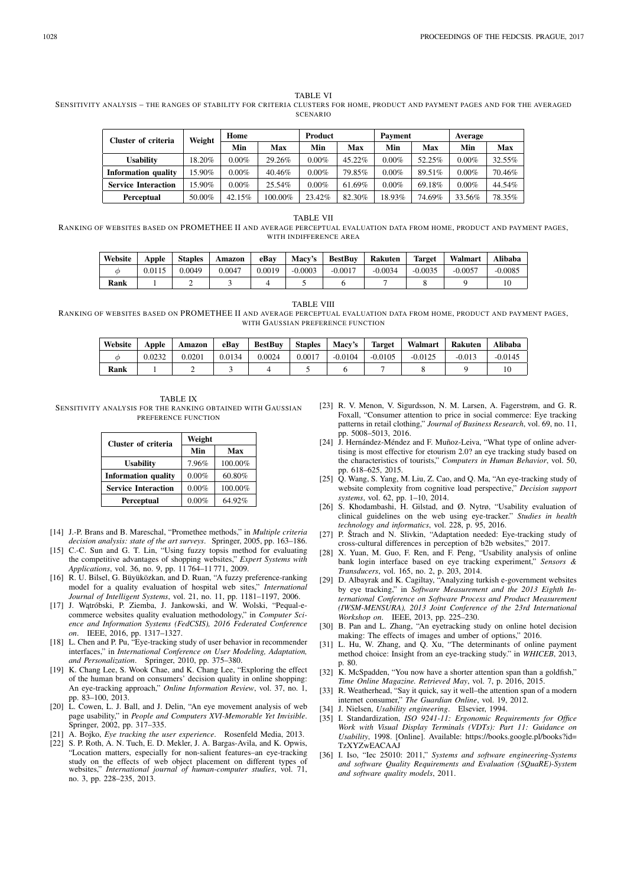TABLE VI
SENSITIVITY ANALYSIS – THE RANGES OF STABILITY FOR CRITERIA CLUSTERS FOR HOME, PRODUCT AND PAYMENT PAGES AND FOR THE AVERAGED SCENARIO

| Cluster of criteria | Weight | Home | | Product | | Payment | | Average | |
|---|---|---|---|---|---|---|---|---|---|
| | | Min | Max | Min | Max | Min | Max | Min | Max |
| **Usability** | 18.20% | 0.00% | 29.26% | 0.00% | 45.22% | 0.00% | 52.25% | 0.00% | 32.55% |
| **Information quality** | 15.90% | 0.00% | 40.46% | 0.00% | 79.85% | 0.00% | 89.51% | 0.00% | 70.46% |
| **Service Interaction** | 15.90% | 0.00% | 25.54% | 0.00% | 61.69% | 0.00% | 69.18% | 0.00% | 44.54% |
| **Perceptual** | 50.00% | 42.15% | 100.00% | 23.42% | 82.30% | 18.93% | 74.69% | 33.56% | 78.35% |

TABLE VII
RANKING OF WEBSITES BASED ON PROMETHEE II AND AVERAGE PERCEPTUAL EVALUATION DATA FROM HOME, PRODUCT AND PAYMENT PAGES, WITH INDIFFERENCE AREA

| Website | Apple | Staples | Amazon | eBay | Macy's | BestBuy | Rakuten | Target | Walmart | Alibaba |
|---|---|---|---|---|---|---|---|---|---|---|
| $\phi$ | 0.0115 | 0.0049 | 0.0047 | 0.0019 | -0.0003 | -0.0017 | -0.0034 | -0.0035 | -0.0057 | -0.0085 |
| **Rank** | 1 | 2 | 3 | 4 | 5 | 6 | 7 | 8 | 9 | 10 |

TABLE VIII
RANKING OF WEBSITES BASED ON PROMETHEE II AND AVERAGE PERCEPTUAL EVALUATION DATA FROM HOME, PRODUCT AND PAYMENT PAGES, WITH GAUSSIAN PREFERENCE FUNCTION

| Website | Apple | Amazon | eBay | BestBuy | Staples | Macy's | Target | Walmart | Rakuten | Alibaba |
|---|---|---|---|---|---|---|---|---|---|---|
| $\phi$ | 0.0232 | 0.0201 | 0.0134 | 0.0024 | 0.0017 | -0.0104 | -0.0105 | -0.0125 | -0.013 | -0.0145 |
| **Rank** | 1 | 2 | 3 | 4 | 5 | 6 | 7 | 8 | 9 | 10 |

TABLE IX
SENSITIVITY ANALYSIS FOR THE RANKING OBTAINED WITH GAUSSIAN PREFERENCE FUNCTION

| Cluster of criteria | Weight | |
|---|---|---|
| | Min | Max |
| **Usability** | 7.96% | 100.00% |
| **Information quality** | 0.00% | 60.80% |
| **Service Interaction** | 0.00% | 100.00% |
| **Perceptual** | 0.00% | 64.92% |

[14] J.-P. Brans and B. Mareschal, "Promethee methods," in *Multiple criteria decision analysis: state of the art surveys*. Springer, 2005, pp. 163–186.

[15] C.-C. Sun and G. T. Lin, "Using fuzzy topsis method for evaluating the competitive advantages of shopping websites," *Expert Systems with Applications*, vol. 36, no. 9, pp. 11 764–11 771, 2009.

[16] R. U. Bilsel, G. Büyüközkan, and D. Ruan, "A fuzzy preference-ranking model for a quality evaluation of hospital web sites," *International Journal of Intelligent Systems*, vol. 21, no. 11, pp. 1181–1197, 2006.

[17] J. Wątróbski, P. Ziemba, J. Jankowski, and W. Wolski, "Pequal-e-commerce websites quality evaluation methodology," in *Computer Science and Information Systems (FedCSIS), 2016 Federated Conference on*. IEEE, 2016, pp. 1317–1327.

[18] L. Chen and P. Pu, "Eye-tracking study of user behavior in recommender interfaces," in *International Conference on User Modeling, Adaptation, and Personalization*. Springer, 2010, pp. 375–380.

[19] K. Chang Lee, S. Wook Chae, and K. Chang Lee, "Exploring the effect of the human brand on consumers' decision quality in online shopping: An eye-tracking approach," *Online Information Review*, vol. 37, no. 1, pp. 83–100, 2013.

[20] L. Cowen, L. J. Ball, and J. Delin, "An eye movement analysis of web page usability," in *People and Computers XVI-Memorable Yet Invisible*. Springer, 2002, pp. 317–335.

[21] A. Bojko, *Eye tracking the user experience*. Rosenfeld Media, 2013.

[22] S. P. Roth, A. N. Tuch, E. D. Mekler, J. A. Bargas-Avila, and K. Opwis, "Location matters, especially for non-salient features–an eye-tracking study on the effects of web object placement on different types of websites," *International journal of human-computer studies*, vol. 71, no. 3, pp. 228–235, 2013.

[23] R. V. Menon, V. Sigurdsson, N. M. Larsen, A. Fagerstrøm, and G. R. Foxall, "Consumer attention to price in social commerce: Eye tracking patterns in retail clothing," *Journal of Business Research*, vol. 69, no. 11, pp. 5008–5013, 2016.

[24] J. Hernández-Méndez and F. Muñoz-Leiva, "What type of online advertising is most effective for eTourism 2.0? an eye tracking study based on the characteristics of tourists," *Computers in Human Behavior*, vol. 50, pp. 618–625, 2015.

[25] Q. Wang, S. Yang, M. Liu, Z. Cao, and Q. Ma, "An eye-tracking study of website complexity from cognitive load perspective," *Decision support systems*, vol. 62, pp. 1–10, 2014.

[26] S. Khodambashi, H. Gilstad, and Ø. Nytrø, "Usability evaluation of clinical guidelines on the web using eye-tracker." *Studies in health technology and informatics*, vol. 228, p. 95, 2016.

[27] P. Štrach and N. Slivkin, "Adaptation needed: Eye-tracking study of cross-cultural differences in perception of b2b websites," 2017.

[28] X. Yuan, M. Guo, F. Ren, and F. Peng, "Usability analysis of online bank login interface based on eye tracking experiment," *Sensors & Transducers*, vol. 165, no. 2, p. 203, 2014.

[29] D. Albayrak and K. Cagiltay, "Analyzing turkish e-government websites by eye tracking," in *Software Measurement and the 2013 Eighth International Conference on Software Process and Product Measurement (IWSM-MENSURA), 2013 Joint Conference of the 23rd International Workshop on*. IEEE, 2013, pp. 225–230.

[30] B. Pan and L. Zhang, "An eyetracking study on online hotel decision making: The effects of images and umber of options," 2016.

[31] L. Hu, W. Zhang, and Q. Xu, "The determinants of online payment method choice: Insight from an eye-tracking study." in *WHICEB*, 2013, p. 80.

[32] K. McSpadden, "You now have a shorter attention span than a goldfish," *Time Online Magazine. Retrieved May*, vol. 7, p. 2016, 2015.

[33] R. Weatherhead, "Say it quick, say it well–the attention span of a modern internet consumer," *The Guardian Online*, vol. 19, 2012.

[34] J. Nielsen, *Usability engineering*. Elsevier, 1994.

[35] I. Standardization, *ISO 9241-11: Ergonomic Requirements for Office Work with Visual Display Terminals (VDTs): Part 11: Guidance on Usability*, 1998. [Online]. Available: https://books.google.pl/books?id=TzXYZwEACAAJ

[36] I. Iso, "Iec 25010: 2011," *Systems and software engineering-Systems and software Quality Requirements and Evaluation (SQuaRE)-System and software quality models*, 2011.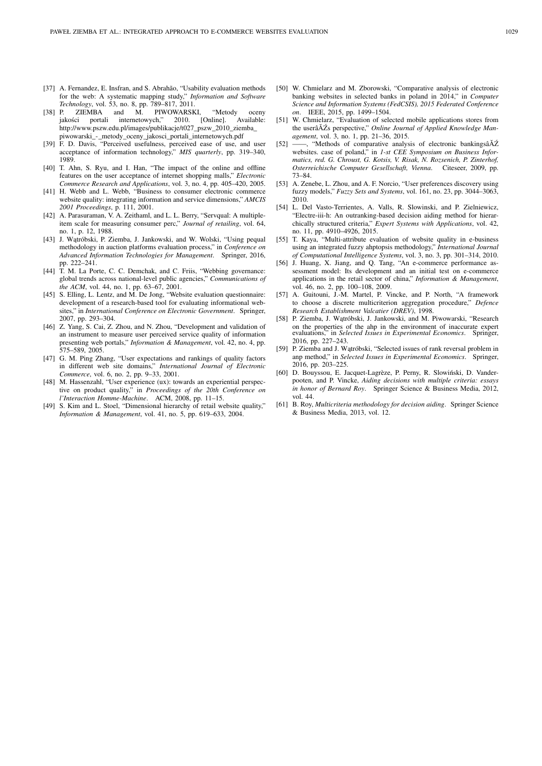[37] A. Fernandez, E. Insfran, and S. Abrahão, "Usability evaluation methods for the web: A systematic mapping study," *Information and Software Technology*, vol. 53, no. 8, pp. 789–817, 2011.

[38] P. ZIEMBA and M. PIWOWARSKI, "Metody oceny jakości portali internetowych," 2010. [Online]. Available: http://www.pszw.edu.pl/images/publikacje/t027_pszw_2010_ziemba_piwowarski_-_metody_oceny_jakosci_portali_internetowych.pdf

[39] F. D. Davis, "Perceived usefulness, perceived ease of use, and user acceptance of information technology," *MIS quarterly*, pp. 319–340, 1989.

[40] T. Ahn, S. Ryu, and I. Han, "The impact of the online and offline features on the user acceptance of internet shopping malls," *Electronic Commerce Research and Applications*, vol. 3, no. 4, pp. 405–420, 2005.

[41] H. Webb and L. Webb, "Business to consumer electronic commerce website quality: integrating information and service dimensions," *AMCIS 2001 Proceedings*, p. 111, 2001.

[42] A. Parasuraman, V. A. Zeithaml, and L. L. Berry, "Servqual: A multiple-item scale for measuring consumer perc," *Journal of retailing*, vol. 64, no. 1, p. 12, 1988.

[43] J. Wątróbski, P. Ziemba, J. Jankowski, and W. Wolski, "Using pequal methodology in auction platforms evaluation process," in *Conference on Advanced Information Technologies for Management*. Springer, 2016, pp. 222–241.

[44] T. M. La Porte, C. C. Demchak, and C. Friis, "Webbing governance: global trends across national-level public agencies," *Communications of the ACM*, vol. 44, no. 1, pp. 63–67, 2001.

[45] S. Elling, L. Lentz, and M. De Jong, "Website evaluation questionnaire: development of a research-based tool for evaluating informational websites," in *International Conference on Electronic Government*. Springer, 2007, pp. 293–304.

[46] Z. Yang, S. Cai, Z. Zhou, and N. Zhou, "Development and validation of an instrument to measure user perceived service quality of information presenting web portals," *Information & Management*, vol. 42, no. 4, pp. 575–589, 2005.

[47] G. M. Ping Zhang, "User expectations and rankings of quality factors in different web site domains," *International Journal of Electronic Commerce*, vol. 6, no. 2, pp. 9–33, 2001.

[48] M. Hassenzahl, "User experience (ux): towards an experiential perspective on product quality," in *Proceedings of the 20th Conference on l'Interaction Homme-Machine*. ACM, 2008, pp. 11–15.

[49] S. Kim and L. Stoel, "Dimensional hierarchy of retail website quality," *Information & Management*, vol. 41, no. 5, pp. 619–633, 2004.

[50] W. Chmielarz and M. Zborowski, "Comparative analysis of electronic banking websites in selected banks in poland in 2014," in *Computer Science and Information Systems (FedCSIS), 2015 Federated Conference on*. IEEE, 2015, pp. 1499–1504.

[51] W. Chmielarz, "Evaluation of selected mobile applications stores from the userâĂŹs perspective," *Online Journal of Applied Knowledge Management*, vol. 3, no. 1, pp. 21–36, 2015.

[52] ——, "Methods of comparative analysis of electronic bankingsâĂŹ websites. case of poland," in *1-st CEE Symposium on Business Informatics, red. G. Chroust, G. Kotsis, V. Risak, N. Rozsenich, P. Zinterhof, Osterreichische Computer Gesellschaft, Vienna*. Citeseer, 2009, pp. 73–84.

[53] A. Zenebe, L. Zhou, and A. F. Norcio, "User preferences discovery using fuzzy models," *Fuzzy Sets and Systems*, vol. 161, no. 23, pp. 3044–3063, 2010.

[54] L. Del Vasto-Terrientes, A. Valls, R. Slowinski, and P. Zielniewicz, "Electre-iii-h: An outranking-based decision aiding method for hierarchically structured criteria," *Expert Systems with Applications*, vol. 42, no. 11, pp. 4910–4926, 2015.

[55] T. Kaya, "Multi-attribute evaluation of website quality in e-business using an integrated fuzzy ahptopsis methodology," *International Journal of Computational Intelligence Systems*, vol. 3, no. 3, pp. 301–314, 2010.

[56] J. Huang, X. Jiang, and Q. Tang, "An e-commerce performance assessment model: Its development and an initial test on e-commerce applications in the retail sector of china," *Information & Management*, vol. 46, no. 2, pp. 100–108, 2009.

[57] A. Guitouni, J.-M. Martel, P. Vincke, and P. North, "A framework to choose a discrete multicriterion aggregation procedure," *Defence Research Establishment Valcatier (DREV)*, 1998.

[58] P. Ziemba, J. Wątróbski, J. Jankowski, and M. Piwowarski, "Research on the properties of the ahp in the environment of inaccurate expert evaluations," in *Selected Issues in Experimental Economics*. Springer, 2016, pp. 227–243.

[59] P. Ziemba and J. Wątróbski, "Selected issues of rank reversal problem in anp method," in *Selected Issues in Experimental Economics*. Springer, 2016, pp. 203–225.

[60] D. Bouyssou, E. Jacquet-Lagrèze, P. Perny, R. Słowiński, D. Vanderpooten, and P. Vincke, *Aiding decisions with multiple criteria: essays in honor of Bernard Roy*. Springer Science & Business Media, 2012, vol. 44.

[61] B. Roy, *Multicriteria methodology for decision aiding*. Springer Science & Business Media, 2013, vol. 12.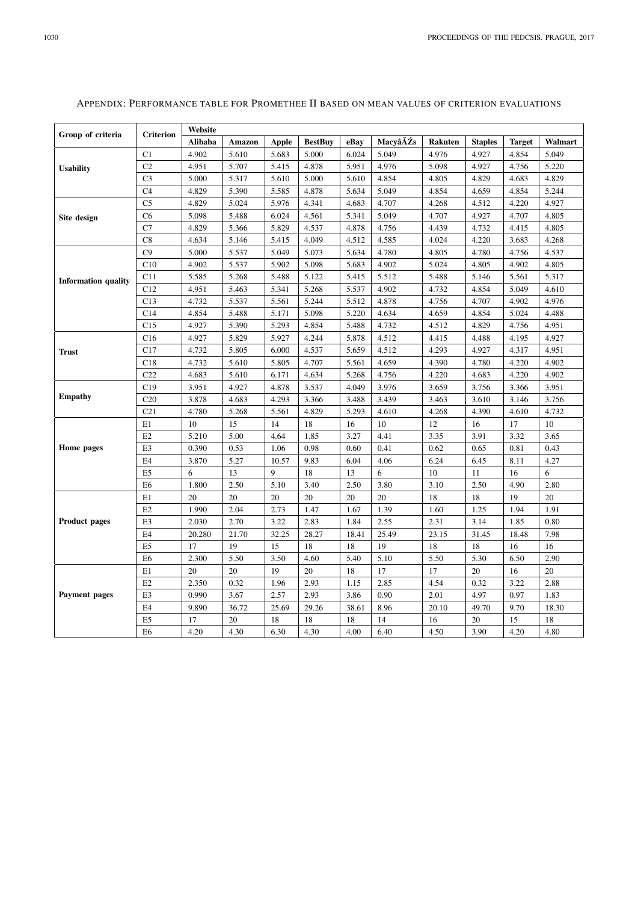## Appendix: Performance table for PROMETHEE II based on mean values of criterion evaluations

| Group of criteria | Criterion | Website | | | | | | | | | |
|---|---|---|---|---|---|---|---|---|---|---|---|
| | | **Alibaba** | **Amazon** | **Apple** | **BestBuy** | **eBay** | **MacyâÃŽs** | **Rakuten** | **Staples** | **Target** | **Walmart** |
| **Usability** | C1 | 4.902 | 5.610 | 5.683 | 5.000 | 6.024 | 5.049 | 4.976 | 4.927 | 4.854 | 5.049 |
| | C2 | 4.951 | 5.707 | 5.415 | 4.878 | 5.951 | 4.976 | 5.098 | 4.927 | 4.756 | 5.220 |
| | C3 | 5.000 | 5.317 | 5.610 | 5.000 | 5.610 | 4.854 | 4.805 | 4.829 | 4.683 | 4.829 |
| | C4 | 4.829 | 5.390 | 5.585 | 4.878 | 5.634 | 5.049 | 4.854 | 4.659 | 4.854 | 5.244 |
| **Site design** | C5 | 4.829 | 5.024 | 5.976 | 4.341 | 4.683 | 4.707 | 4.268 | 4.512 | 4.220 | 4.927 |
| | C6 | 5.098 | 5.488 | 6.024 | 4.561 | 5.341 | 5.049 | 4.707 | 4.927 | 4.707 | 4.805 |
| | C7 | 4.829 | 5.366 | 5.829 | 4.537 | 4.878 | 4.756 | 4.439 | 4.732 | 4.415 | 4.805 |
| | C8 | 4.634 | 5.146 | 5.415 | 4.049 | 4.512 | 4.585 | 4.024 | 4.220 | 3.683 | 4.268 |
| **Information quality** | C9 | 5.000 | 5.537 | 5.049 | 5.073 | 5.634 | 4.780 | 4.805 | 4.780 | 4.756 | 4.537 |
| | C10 | 4.902 | 5.537 | 5.902 | 5.098 | 5.683 | 4.902 | 5.024 | 4.805 | 4.902 | 4.805 |
| | C11 | 5.585 | 5.268 | 5.488 | 5.122 | 5.415 | 5.512 | 5.488 | 5.146 | 5.561 | 5.317 |
| | C12 | 4.951 | 5.463 | 5.341 | 5.268 | 5.537 | 4.902 | 4.732 | 4.854 | 5.049 | 4.610 |
| | C13 | 4.732 | 5.537 | 5.561 | 5.244 | 5.512 | 4.878 | 4.756 | 4.707 | 4.902 | 4.976 |
| | C14 | 4.854 | 5.488 | 5.171 | 5.098 | 5.220 | 4.634 | 4.659 | 4.854 | 5.024 | 4.488 |
| | C15 | 4.927 | 5.390 | 5.293 | 4.854 | 5.488 | 4.732 | 4.512 | 4.829 | 4.756 | 4.951 |
| **Trust** | C16 | 4.927 | 5.829 | 5.927 | 4.244 | 5.878 | 4.512 | 4.415 | 4.488 | 4.195 | 4.927 |
| | C17 | 4.732 | 5.805 | 6.000 | 4.537 | 5.659 | 4.512 | 4.293 | 4.927 | 4.317 | 4.951 |
| | C18 | 4.732 | 5.610 | 5.805 | 4.707 | 5.561 | 4.659 | 4.390 | 4.780 | 4.220 | 4.902 |
| | C22 | 4.683 | 5.610 | 6.171 | 4.634 | 5.268 | 4.756 | 4.220 | 4.683 | 4.220 | 4.902 |
| **Empathy** | C19 | 3.951 | 4.927 | 4.878 | 3.537 | 4.049 | 3.976 | 3.659 | 3.756 | 3.366 | 3.951 |
| | C20 | 3.878 | 4.683 | 4.293 | 3.366 | 3.488 | 3.439 | 3.463 | 3.610 | 3.146 | 3.756 |
| | C21 | 4.780 | 5.268 | 5.561 | 4.829 | 5.293 | 4.610 | 4.268 | 4.390 | 4.610 | 4.732 |
| **Home pages** | E1 | 10 | 15 | 14 | 18 | 16 | 10 | 12 | 16 | 17 | 10 |
| | E2 | 5.210 | 5.00 | 4.64 | 1.85 | 3.27 | 4.41 | 3.35 | 3.91 | 3.32 | 3.65 |
| | E3 | 0.390 | 0.53 | 1.06 | 0.98 | 0.60 | 0.41 | 0.62 | 0.65 | 0.81 | 0.43 |
| | E4 | 3.870 | 5.27 | 10.57 | 9.83 | 6.04 | 4.06 | 6.24 | 6.45 | 8.11 | 4.27 |
| | E5 | 6 | 13 | 9 | 18 | 13 | 6 | 10 | 11 | 16 | 6 |
| | E6 | 1.800 | 2.50 | 5.10 | 3.40 | 2.50 | 3.80 | 3.10 | 2.50 | 4.90 | 2.80 |
| **Product pages** | E1 | 20 | 20 | 20 | 20 | 20 | 20 | 18 | 18 | 19 | 20 |
| | E2 | 1.990 | 2.04 | 2.73 | 1.47 | 1.67 | 1.39 | 1.60 | 1.25 | 1.94 | 1.91 |
| | E3 | 2.030 | 2.70 | 3.22 | 2.83 | 1.84 | 2.55 | 2.31 | 3.14 | 1.85 | 0.80 |
| | E4 | 20.280 | 21.70 | 32.25 | 28.27 | 18.41 | 25.49 | 23.15 | 31.45 | 18.48 | 7.98 |
| | E5 | 17 | 19 | 15 | 18 | 18 | 19 | 18 | 18 | 16 | 16 |
| | E6 | 2.300 | 5.50 | 3.50 | 4.60 | 5.40 | 5.10 | 5.50 | 5.30 | 6.50 | 2.90 |
| **Payment pages** | E1 | 20 | 20 | 19 | 20 | 18 | 17 | 17 | 20 | 16 | 20 |
| | E2 | 2.350 | 0.32 | 1.96 | 2.93 | 1.15 | 2.85 | 4.54 | 0.32 | 3.22 | 2.88 |
| | E3 | 0.990 | 3.67 | 2.57 | 2.93 | 3.86 | 0.90 | 2.01 | 4.97 | 0.97 | 1.83 |
| | E4 | 9.890 | 36.72 | 25.69 | 29.26 | 38.61 | 8.96 | 20.10 | 49.70 | 9.70 | 18.30 |
| | E5 | 17 | 20 | 18 | 18 | 18 | 14 | 16 | 20 | 15 | 18 |
| | E6 | 4.20 | 4.30 | 6.30 | 4.30 | 4.00 | 6.40 | 4.50 | 3.90 | 4.20 | 4.80 |